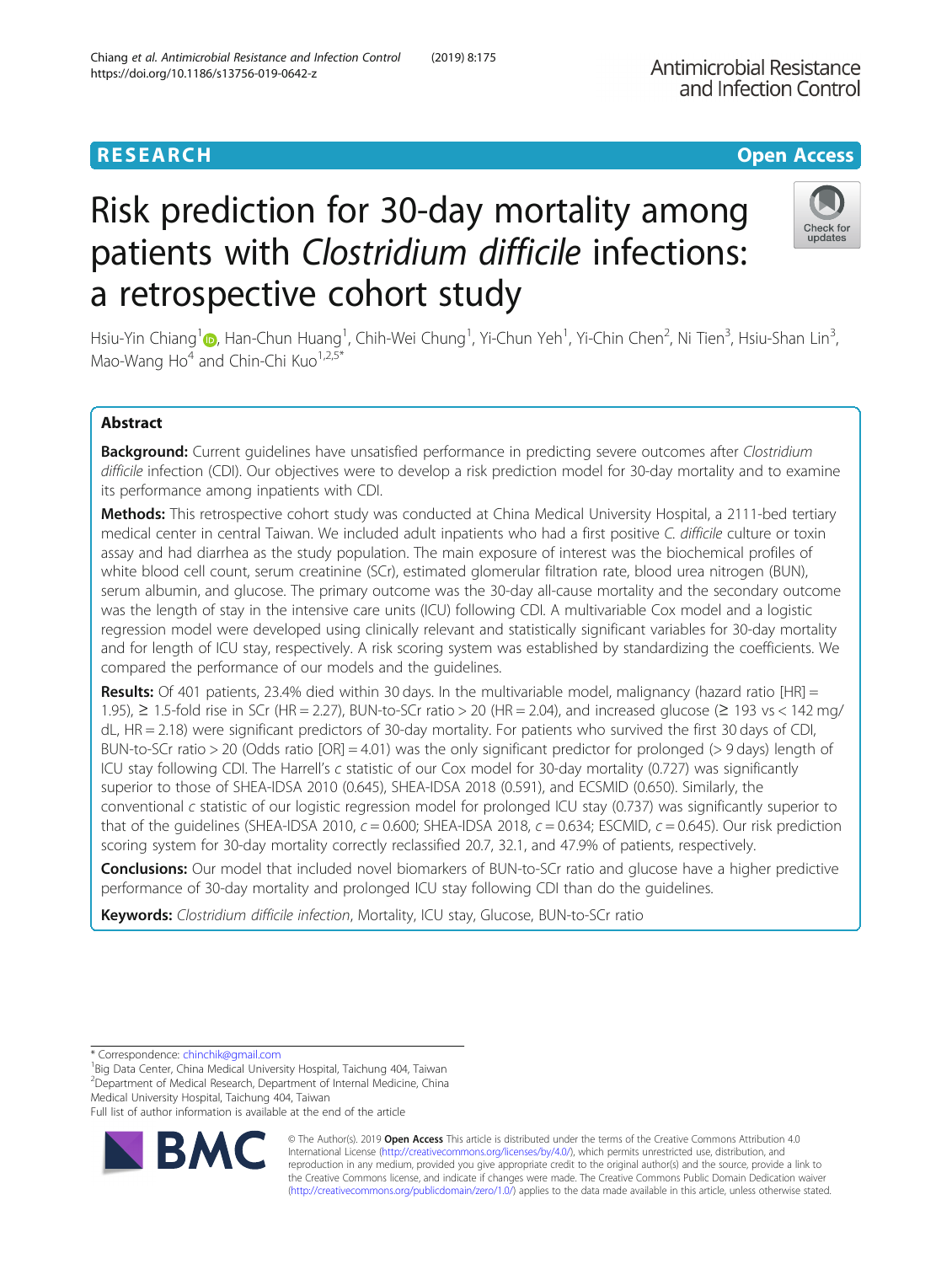RESEARCH

Open Access

# Risk prediction for 30-day mortality among patients with *Clostridium difficile* infections: a retrospective cohort study

Hsiu-Yin Chiang[1], Han-Chun Huang[1], Chih-Wei Chung[1], Yi-Chun Yeh[1], Yi-Chin Chen[2], Ni Tien[3], Hsiu-Shan Lin[3], Mao-Wang Ho[4] and Chin-Chi Kuo[1,2,5*]

## Abstract

**Background:** Current guidelines have unsatisfied performance in predicting severe outcomes after *Clostridium difficile* infection (CDI). Our objectives were to develop a risk prediction model for 30-day mortality and to examine its performance among inpatients with CDI.

**Methods:** This retrospective cohort study was conducted at China Medical University Hospital, a 2111-bed tertiary medical center in central Taiwan. We included adult inpatients who had a first positive *C. difficile* culture or toxin assay and had diarrhea as the study population. The main exposure of interest was the biochemical profiles of white blood cell count, serum creatinine (SCr), estimated glomerular filtration rate, blood urea nitrogen (BUN), serum albumin, and glucose. The primary outcome was the 30-day all-cause mortality and the secondary outcome was the length of stay in the intensive care units (ICU) following CDI. A multivariable Cox model and a logistic regression model were developed using clinically relevant and statistically significant variables for 30-day mortality and for length of ICU stay, respectively. A risk scoring system was established by standardizing the coefficients. We compared the performance of our models and the guidelines.

**Results:** Of 401 patients, 23.4% died within 30 days. In the multivariable model, malignancy (hazard ratio [HR] = 1.95), ≥ 1.5-fold rise in SCr (HR = 2.27), BUN-to-SCr ratio > 20 (HR = 2.04), and increased glucose (≥ 193 vs < 142 mg/dL, HR = 2.18) were significant predictors of 30-day mortality. For patients who survived the first 30 days of CDI, BUN-to-SCr ratio > 20 (Odds ratio [OR] = 4.01) was the only significant predictor for prolonged (> 9 days) length of ICU stay following CDI. The Harrell's *c* statistic of our Cox model for 30-day mortality (0.727) was significantly superior to those of SHEA-IDSA 2010 (0.645), SHEA-IDSA 2018 (0.591), and ECSMID (0.650). Similarly, the conventional *c* statistic of our logistic regression model for prolonged ICU stay (0.737) was significantly superior to that of the guidelines (SHEA-IDSA 2010, *c* = 0.600; SHEA-IDSA 2018, *c* = 0.634; ESCMID, *c* = 0.645). Our risk prediction scoring system for 30-day mortality correctly reclassified 20.7, 32.1, and 47.9% of patients, respectively.

**Conclusions:** Our model that included novel biomarkers of BUN-to-SCr ratio and glucose have a higher predictive performance of 30-day mortality and prolonged ICU stay following CDI than do the guidelines.

**Keywords:** *Clostridium difficile infection*, Mortality, ICU stay, Glucose, BUN-to-SCr ratio

\* Correspondence: chinchik@gmail.com
[1]Big Data Center, China Medical University Hospital, Taichung 404, Taiwan
[2]Department of Medical Research, Department of Internal Medicine, China Medical University Hospital, Taichung 404, Taiwan
Full list of author information is available at the end of the article

© The Author(s). 2019 **Open Access** This article is distributed under the terms of the Creative Commons Attribution 4.0 International License (http://creativecommons.org/licenses/by/4.0/), which permits unrestricted use, distribution, and reproduction in any medium, provided you give appropriate credit to the original author(s) and the source, provide a link to the Creative Commons license, and indicate if changes were made. The Creative Commons Public Domain Dedication waiver (http://creativecommons.org/publicdomain/zero/1.0/) applies to the data made available in this article, unless otherwise stated.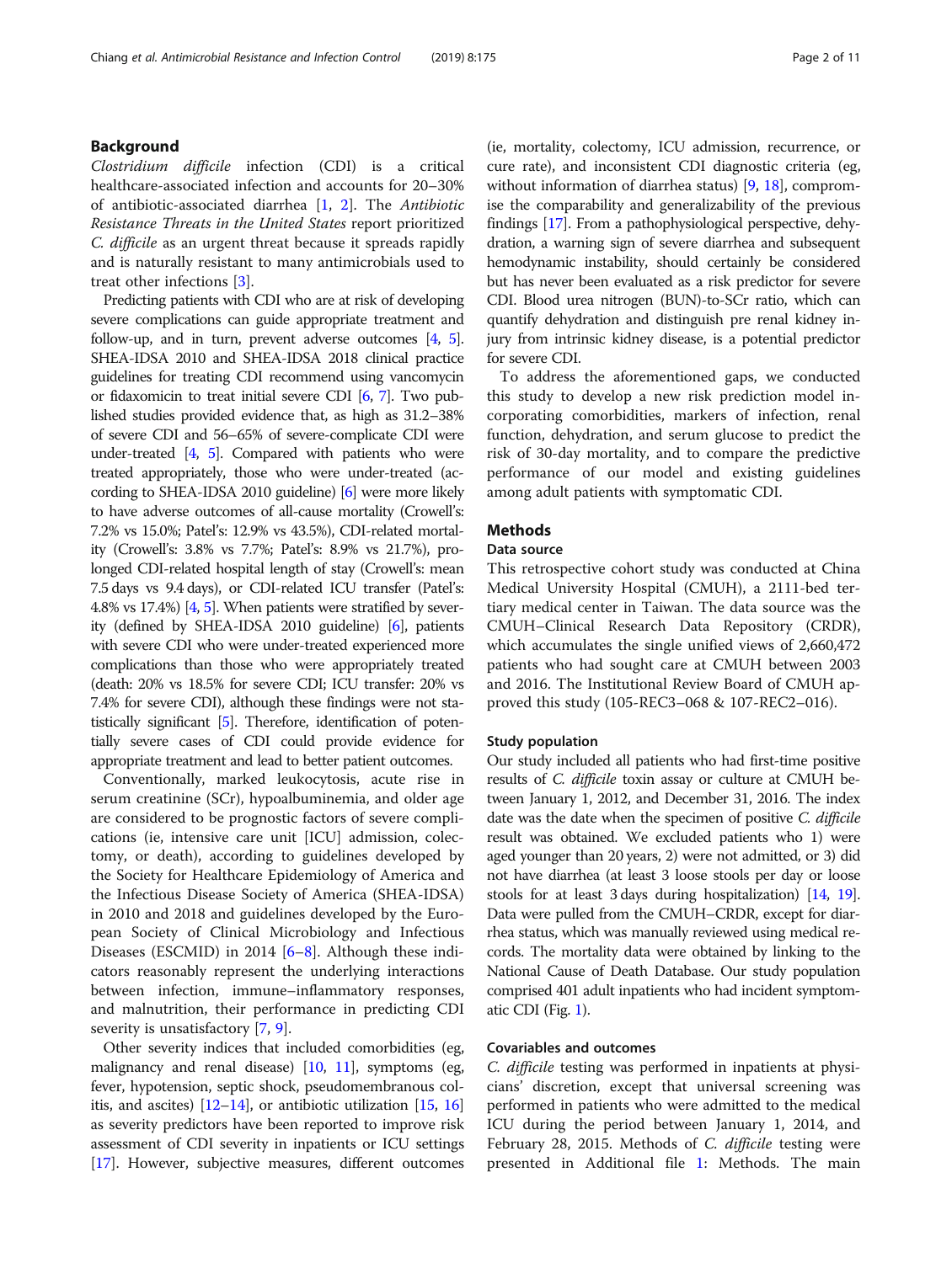## Background

*Clostridium difficile* infection (CDI) is a critical healthcare-associated infection and accounts for 20–30% of antibiotic-associated diarrhea [1, 2]. The *Antibiotic Resistance Threats in the United States* report prioritized *C. difficile* as an urgent threat because it spreads rapidly and is naturally resistant to many antimicrobials used to treat other infections [3].

Predicting patients with CDI who are at risk of developing severe complications can guide appropriate treatment and follow-up, and in turn, prevent adverse outcomes [4, 5]. SHEA-IDSA 2010 and SHEA-IDSA 2018 clinical practice guidelines for treating CDI recommend using vancomycin or fidaxomicin to treat initial severe CDI [6, 7]. Two published studies provided evidence that, as high as 31.2–38% of severe CDI and 56–65% of severe-complicate CDI were under-treated [4, 5]. Compared with patients who were treated appropriately, those who were under-treated (according to SHEA-IDSA 2010 guideline) [6] were more likely to have adverse outcomes of all-cause mortality (Crowell's: 7.2% vs 15.0%; Patel's: 12.9% vs 43.5%), CDI-related mortality (Crowell's: 3.8% vs 7.7%; Patel's: 8.9% vs 21.7%), prolonged CDI-related hospital length of stay (Crowell's: mean 7.5 days vs 9.4 days), or CDI-related ICU transfer (Patel's: 4.8% vs 17.4%) [4, 5]. When patients were stratified by severity (defined by SHEA-IDSA 2010 guideline) [6], patients with severe CDI who were under-treated experienced more complications than those who were appropriately treated (death: 20% vs 18.5% for severe CDI; ICU transfer: 20% vs 7.4% for severe CDI), although these findings were not statistically significant [5]. Therefore, identification of potentially severe cases of CDI could provide evidence for appropriate treatment and lead to better patient outcomes.

Conventionally, marked leukocytosis, acute rise in serum creatinine (SCr), hypoalbuminemia, and older age are considered to be prognostic factors of severe complications (ie, intensive care unit [ICU] admission, colectomy, or death), according to guidelines developed by the Society for Healthcare Epidemiology of America and the Infectious Disease Society of America (SHEA-IDSA) in 2010 and 2018 and guidelines developed by the European Society of Clinical Microbiology and Infectious Diseases (ESCMID) in 2014 [6–8]. Although these indicators reasonably represent the underlying interactions between infection, immune–inflammatory responses, and malnutrition, their performance in predicting CDI severity is unsatisfactory [7, 9].

Other severity indices that included comorbidities (eg, malignancy and renal disease) [10, 11], symptoms (eg, fever, hypotension, septic shock, pseudomembranous colitis, and ascites) [12–14], or antibiotic utilization [15, 16] as severity predictors have been reported to improve risk assessment of CDI severity in inpatients or ICU settings [17]. However, subjective measures, different outcomes (ie, mortality, colectomy, ICU admission, recurrence, or cure rate), and inconsistent CDI diagnostic criteria (eg, without information of diarrhea status) [9, 18], compromise the comparability and generalizability of the previous findings [17]. From a pathophysiological perspective, dehydration, a warning sign of severe diarrhea and subsequent hemodynamic instability, should certainly be considered but has never been evaluated as a risk predictor for severe CDI. Blood urea nitrogen (BUN)-to-SCr ratio, which can quantify dehydration and distinguish pre renal kidney injury from intrinsic kidney disease, is a potential predictor for severe CDI.

To address the aforementioned gaps, we conducted this study to develop a new risk prediction model incorporating comorbidities, markers of infection, renal function, dehydration, and serum glucose to predict the risk of 30-day mortality, and to compare the predictive performance of our model and existing guidelines among adult patients with symptomatic CDI.

## Methods

### Data source

This retrospective cohort study was conducted at China Medical University Hospital (CMUH), a 2111-bed tertiary medical center in Taiwan. The data source was the CMUH–Clinical Research Data Repository (CRDR), which accumulates the single unified views of 2,660,472 patients who had sought care at CMUH between 2003 and 2016. The Institutional Review Board of CMUH approved this study (105-REC3–068 & 107-REC2–016).

### Study population

Our study included all patients who had first-time positive results of *C. difficile* toxin assay or culture at CMUH between January 1, 2012, and December 31, 2016. The index date was the date when the specimen of positive *C. difficile* result was obtained. We excluded patients who 1) were aged younger than 20 years, 2) were not admitted, or 3) did not have diarrhea (at least 3 loose stools per day or loose stools for at least 3 days during hospitalization) [14, 19]. Data were pulled from the CMUH–CRDR, except for diarrhea status, which was manually reviewed using medical records. The mortality data were obtained by linking to the National Cause of Death Database. Our study population comprised 401 adult inpatients who had incident symptomatic CDI (Fig. 1).

### Covariables and outcomes

*C. difficile* testing was performed in inpatients at physicians' discretion, except that universal screening was performed in patients who were admitted to the medical ICU during the period between January 1, 2014, and February 28, 2015. Methods of *C. difficile* testing were presented in Additional file 1: Methods. The main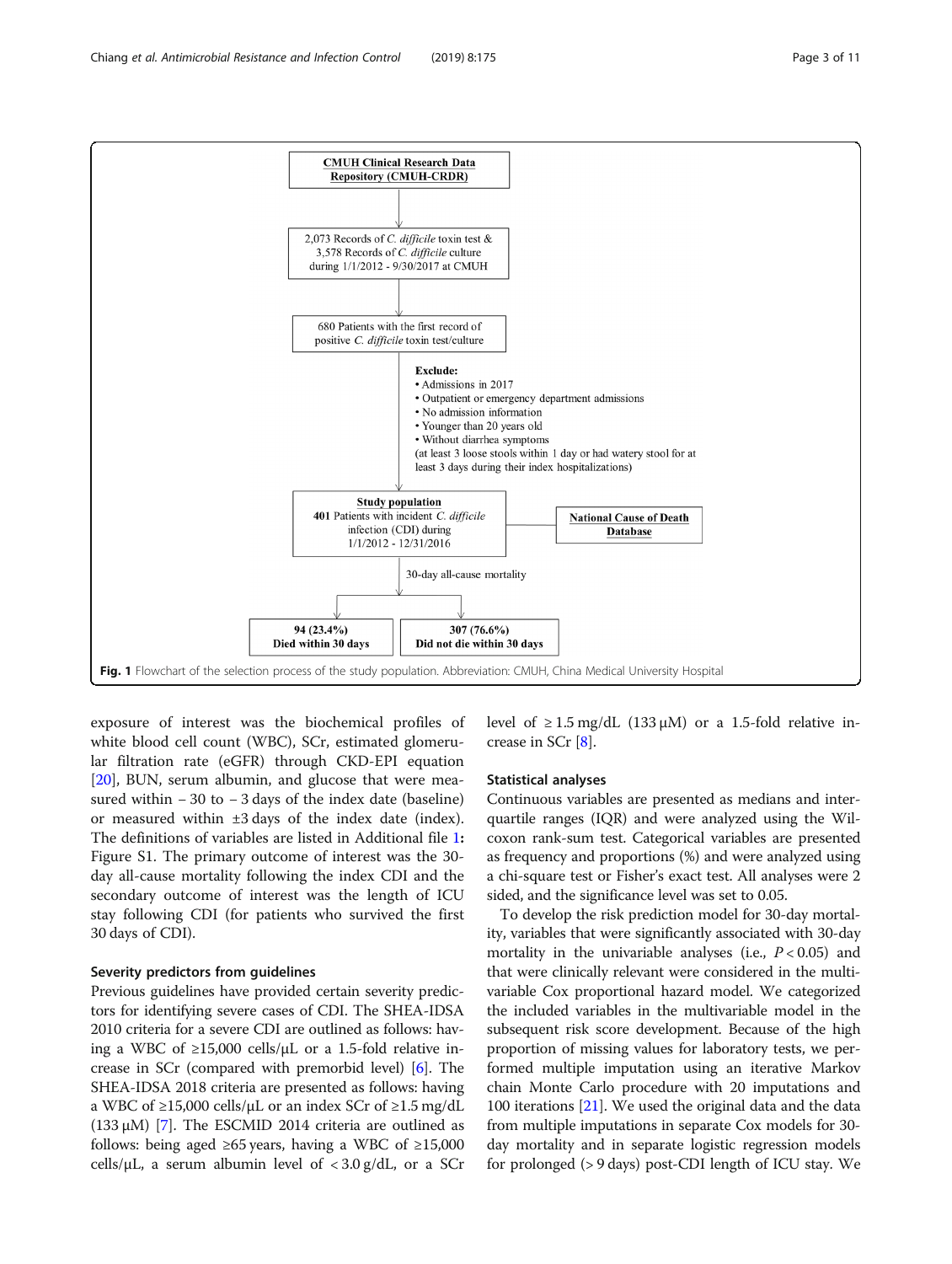CMUH Clinical Research Data Repository (CMUH-CRDR)

2,073 Records of *C. difficile* toxin test & 3,578 Records of *C. difficile* culture during 1/1/2012 - 9/30/2017 at CMUH

680 Patients with the first record of positive *C. difficile* toxin test/culture

Exclude:
- Admissions in 2017
- Outpatient or emergency department admissions
- No admission information
- Younger than 20 years old
- Without diarrhea symptoms

(at least 3 loose stools within 1 day or had watery stool for at least 3 days during their index hospitalizations)

**Study population**
401 Patients with incident *C. difficile* infection (CDI) during 1/1/2012 - 12/31/2016

National Cause of Death Database

30-day all-cause mortality

94 (23.4%) Died within 30 days

307 (76.6%) Did not die within 30 days

**Fig. 1** Flowchart of the selection process of the study population. Abbreviation: CMUH, China Medical University Hospital

exposure of interest was the biochemical profiles of white blood cell count (WBC), SCr, estimated glomerular filtration rate (eGFR) through CKD-EPI equation [20], BUN, serum albumin, and glucose that were measured within − 30 to − 3 days of the index date (baseline) or measured within ±3 days of the index date (index). The definitions of variables are listed in Additional file 1: Figure S1. The primary outcome of interest was the 30-day all-cause mortality following the index CDI and the secondary outcome of interest was the length of ICU stay following CDI (for patients who survived the first 30 days of CDI).

### Severity predictors from guidelines

Previous guidelines have provided certain severity predictors for identifying severe cases of CDI. The SHEA-IDSA 2010 criteria for a severe CDI are outlined as follows: having a WBC of ≥15,000 cells/μL or a 1.5-fold relative increase in SCr (compared with premorbid level) [6]. The SHEA-IDSA 2018 criteria are presented as follows: having a WBC of ≥15,000 cells/μL or an index SCr of ≥1.5 mg/dL (133 μM) [7]. The ESCMID 2014 criteria are outlined as follows: being aged ≥65 years, having a WBC of ≥15,000 cells/μL, a serum albumin level of < 3.0 g/dL, or a SCr level of ≥ 1.5 mg/dL (133 μM) or a 1.5-fold relative increase in SCr [8].

### Statistical analyses

Continuous variables are presented as medians and interquartile ranges (IQR) and were analyzed using the Wilcoxon rank-sum test. Categorical variables are presented as frequency and proportions (%) and were analyzed using a chi-square test or Fisher's exact test. All analyses were 2 sided, and the significance level was set to 0.05.

To develop the risk prediction model for 30-day mortality, variables that were significantly associated with 30-day mortality in the univariable analyses (i.e., $P < 0.05$) and that were clinically relevant were considered in the multivariable Cox proportional hazard model. We categorized the included variables in the multivariable model in the subsequent risk score development. Because of the high proportion of missing values for laboratory tests, we performed multiple imputation using an iterative Markov chain Monte Carlo procedure with 20 imputations and 100 iterations [21]. We used the original data and the data from multiple imputations in separate Cox models for 30-day mortality and in separate logistic regression models for prolonged (> 9 days) post-CDI length of ICU stay. We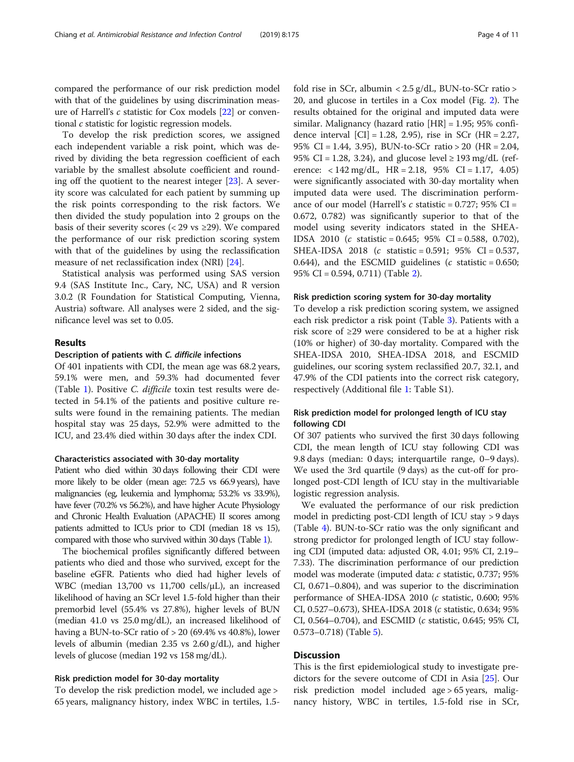compared the performance of our risk prediction model with that of the guidelines by using discrimination measure of Harrell's $c$ statistic for Cox models [22] or conventional $c$ statistic for logistic regression models.

To develop the risk prediction scores, we assigned each independent variable a risk point, which was derived by dividing the beta regression coefficient of each variable by the smallest absolute coefficient and rounding off the quotient to the nearest integer [23]. A severity score was calculated for each patient by summing up the risk points corresponding to the risk factors. We then divided the study population into 2 groups on the basis of their severity scores (< 29 vs ≥29). We compared the performance of our risk prediction scoring system with that of the guidelines by using the reclassification measure of net reclassification index (NRI) [24].

Statistical analysis was performed using SAS version 9.4 (SAS Institute Inc., Cary, NC, USA) and R version 3.0.2 (R Foundation for Statistical Computing, Vienna, Austria) software. All analyses were 2 sided, and the significance level was set to 0.05.

## Results

### Description of patients with *C. difficile* infections

Of 401 inpatients with CDI, the mean age was 68.2 years, 59.1% were men, and 59.3% had documented fever (Table 1). Positive *C. difficile* toxin test results were detected in 54.1% of the patients and positive culture results were found in the remaining patients. The median hospital stay was 25 days, 52.9% were admitted to the ICU, and 23.4% died within 30 days after the index CDI.

### Characteristics associated with 30-day mortality

Patient who died within 30 days following their CDI were more likely to be older (mean age: 72.5 vs 66.9 years), have malignancies (eg, leukemia and lymphoma; 53.2% vs 33.9%), have fever (70.2% vs 56.2%), and have higher Acute Physiology and Chronic Health Evaluation (APACHE) II scores among patients admitted to ICUs prior to CDI (median 18 vs 15), compared with those who survived within 30 days (Table 1).

The biochemical profiles significantly differed between patients who died and those who survived, except for the baseline eGFR. Patients who died had higher levels of WBC (median 13,700 vs 11,700 cells/μL), an increased likelihood of having an SCr level 1.5-fold higher than their premorbid level (55.4% vs 27.8%), higher levels of BUN (median 41.0 vs 25.0 mg/dL), an increased likelihood of having a BUN-to-SCr ratio of > 20 (69.4% vs 40.8%), lower levels of albumin (median 2.35 vs 2.60 g/dL), and higher levels of glucose (median 192 vs 158 mg/dL).

### Risk prediction model for 30-day mortality

To develop the risk prediction model, we included age > 65 years, malignancy history, index WBC in tertiles, 1.5-fold rise in SCr, albumin < 2.5 g/dL, BUN-to-SCr ratio > 20, and glucose in tertiles in a Cox model (Fig. 2). The results obtained for the original and imputed data were similar. Malignancy (hazard ratio [HR] = 1.95; 95% confidence interval [CI] = 1.28, 2.95), rise in SCr (HR = 2.27, 95% CI = 1.44, 3.95), BUN-to-SCr ratio > 20 (HR = 2.04, 95% CI = 1.28, 3.24), and glucose level ≥ 193 mg/dL (reference: < 142 mg/dL, HR = 2.18, 95% CI = 1.17, 4.05) were significantly associated with 30-day mortality when imputed data were used. The discrimination performance of our model (Harrell's $c$ statistic = 0.727; 95% CI = 0.672, 0.782) was significantly superior to that of the model using severity indicators stated in the SHEA-IDSA 2010 ($c$ statistic = 0.645; 95% CI = 0.588, 0.702), SHEA-IDSA 2018 ($c$ statistic = 0.591; 95% CI = 0.537, 0.644), and the ESCMID guidelines ($c$ statistic = 0.650; 95% CI = 0.594, 0.711) (Table 2).

### Risk prediction scoring system for 30-day mortality

To develop a risk prediction scoring system, we assigned each risk predictor a risk point (Table 3). Patients with a risk score of ≥29 were considered to be at a higher risk (10% or higher) of 30-day mortality. Compared with the SHEA-IDSA 2010, SHEA-IDSA 2018, and ESCMID guidelines, our scoring system reclassified 20.7, 32.1, and 47.9% of the CDI patients into the correct risk category, respectively (Additional file 1: Table S1).

### Risk prediction model for prolonged length of ICU stay following CDI

Of 307 patients who survived the first 30 days following CDI, the mean length of ICU stay following CDI was 9.8 days (median: 0 days; interquartile range, 0–9 days). We used the 3rd quartile (9 days) as the cut-off for prolonged post-CDI length of ICU stay in the multivariable logistic regression analysis.

We evaluated the performance of our risk prediction model in predicting post-CDI length of ICU stay > 9 days (Table 4). BUN-to-SCr ratio was the only significant and strong predictor for prolonged length of ICU stay following CDI (imputed data: adjusted OR, 4.01; 95% CI, 2.19–7.33). The discrimination performance of our prediction model was moderate (imputed data: $c$ statistic, 0.737; 95% CI, 0.671–0.804), and was superior to the discrimination performance of SHEA-IDSA 2010 ($c$ statistic, 0.600; 95% CI, 0.527–0.673), SHEA-IDSA 2018 ($c$ statistic, 0.634; 95% CI, 0.564–0.704), and ESCMID ($c$ statistic, 0.645; 95% CI, 0.573–0.718) (Table 5).

## Discussion

This is the first epidemiological study to investigate predictors for the severe outcome of CDI in Asia [25]. Our risk prediction model included age > 65 years, malignancy history, WBC in tertiles, 1.5-fold rise in SCr,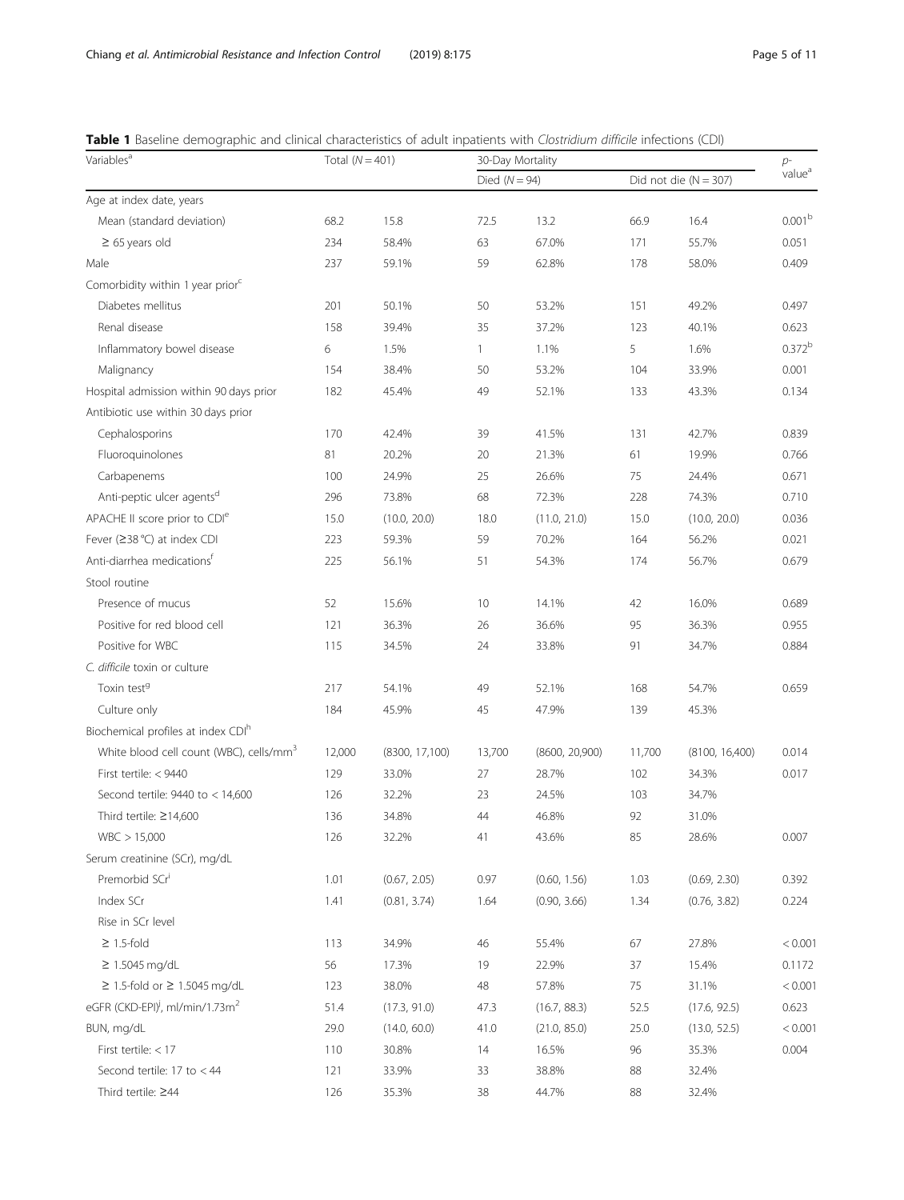**Table 1** Baseline demographic and clinical characteristics of adult inpatients with *Clostridium difficile* infections (CDI)

| Variables[a] | Total (N = 401) | | 30-Day Mortality | | | | p-value[a] |
|---|---|---|---|---|---|---|---|
| | | | Died (N = 94) | | Did not die (N = 307) | | |
| Age at index date, years | | | | | | | |
| Mean (standard deviation) | 68.2 | 15.8 | 72.5 | 13.2 | 66.9 | 16.4 | 0.001[b] |
| ≥ 65 years old | 234 | 58.4% | 63 | 67.0% | 171 | 55.7% | 0.051 |
| Male | 237 | 59.1% | 59 | 62.8% | 178 | 58.0% | 0.409 |
| Comorbidity within 1 year prior[c] | | | | | | | |
| Diabetes mellitus | 201 | 50.1% | 50 | 53.2% | 151 | 49.2% | 0.497 |
| Renal disease | 158 | 39.4% | 35 | 37.2% | 123 | 40.1% | 0.623 |
| Inflammatory bowel disease | 6 | 1.5% | 1 | 1.1% | 5 | 1.6% | 0.372[b] |
| Malignancy | 154 | 38.4% | 50 | 53.2% | 104 | 33.9% | 0.001 |
| Hospital admission within 90 days prior | 182 | 45.4% | 49 | 52.1% | 133 | 43.3% | 0.134 |
| Antibiotic use within 30 days prior | | | | | | | |
| Cephalosporins | 170 | 42.4% | 39 | 41.5% | 131 | 42.7% | 0.839 |
| Fluoroquinolones | 81 | 20.2% | 20 | 21.3% | 61 | 19.9% | 0.766 |
| Carbapenems | 100 | 24.9% | 25 | 26.6% | 75 | 24.4% | 0.671 |
| Anti-peptic ulcer agents[d] | 296 | 73.8% | 68 | 72.3% | 228 | 74.3% | 0.710 |
| APACHE II score prior to CDI[e] | 15.0 | (10.0, 20.0) | 18.0 | (11.0, 21.0) | 15.0 | (10.0, 20.0) | 0.036 |
| Fever (≥38 °C) at index CDI | 223 | 59.3% | 59 | 70.2% | 164 | 56.2% | 0.021 |
| Anti-diarrhea medications[f] | 225 | 56.1% | 51 | 54.3% | 174 | 56.7% | 0.679 |
| Stool routine | | | | | | | |
| Presence of mucus | 52 | 15.6% | 10 | 14.1% | 42 | 16.0% | 0.689 |
| Positive for red blood cell | 121 | 36.3% | 26 | 36.6% | 95 | 36.3% | 0.955 |
| Positive for WBC | 115 | 34.5% | 24 | 33.8% | 91 | 34.7% | 0.884 |
| *C. difficile* toxin or culture | | | | | | | |
| Toxin test[g] | 217 | 54.1% | 49 | 52.1% | 168 | 54.7% | 0.659 |
| Culture only | 184 | 45.9% | 45 | 47.9% | 139 | 45.3% | |
| Biochemical profiles at index CDI[h] | | | | | | | |
| White blood cell count (WBC), cells/mm$^3$ | 12,000 | (8300, 17,100) | 13,700 | (8600, 20,900) | 11,700 | (8100, 16,400) | 0.014 |
| First tertile: < 9440 | 129 | 33.0% | 27 | 28.7% | 102 | 34.3% | 0.017 |
| Second tertile: 9440 to < 14,600 | 126 | 32.2% | 23 | 24.5% | 103 | 34.7% | |
| Third tertile: ≥14,600 | 136 | 34.8% | 44 | 46.8% | 92 | 31.0% | |
| WBC > 15,000 | 126 | 32.2% | 41 | 43.6% | 85 | 28.6% | 0.007 |
| Serum creatinine (SCr), mg/dL | | | | | | | |
| Premorbid SCr[i] | 1.01 | (0.67, 2.05) | 0.97 | (0.60, 1.56) | 1.03 | (0.69, 2.30) | 0.392 |
| Index SCr | 1.41 | (0.81, 3.74) | 1.64 | (0.90, 3.66) | 1.34 | (0.76, 3.82) | 0.224 |
| Rise in SCr level | | | | | | | |
| ≥ 1.5-fold | 113 | 34.9% | 46 | 55.4% | 67 | 27.8% | < 0.001 |
| ≥ 1.5045 mg/dL | 56 | 17.3% | 19 | 22.9% | 37 | 15.4% | 0.1172 |
| ≥ 1.5-fold or ≥ 1.5045 mg/dL | 123 | 38.0% | 48 | 57.8% | 75 | 31.1% | < 0.001 |
| eGFR (CKD-EPI)[j], ml/min/1.73m$^2$ | 51.4 | (17.3, 91.0) | 47.3 | (16.7, 88.3) | 52.5 | (17.6, 92.5) | 0.623 |
| BUN, mg/dL | 29.0 | (14.0, 60.0) | 41.0 | (21.0, 85.0) | 25.0 | (13.0, 52.5) | < 0.001 |
| First tertile: < 17 | 110 | 30.8% | 14 | 16.5% | 96 | 35.3% | 0.004 |
| Second tertile: 17 to < 44 | 121 | 33.9% | 33 | 38.8% | 88 | 32.4% | |
| Third tertile: ≥44 | 126 | 35.3% | 38 | 44.7% | 88 | 32.4% | |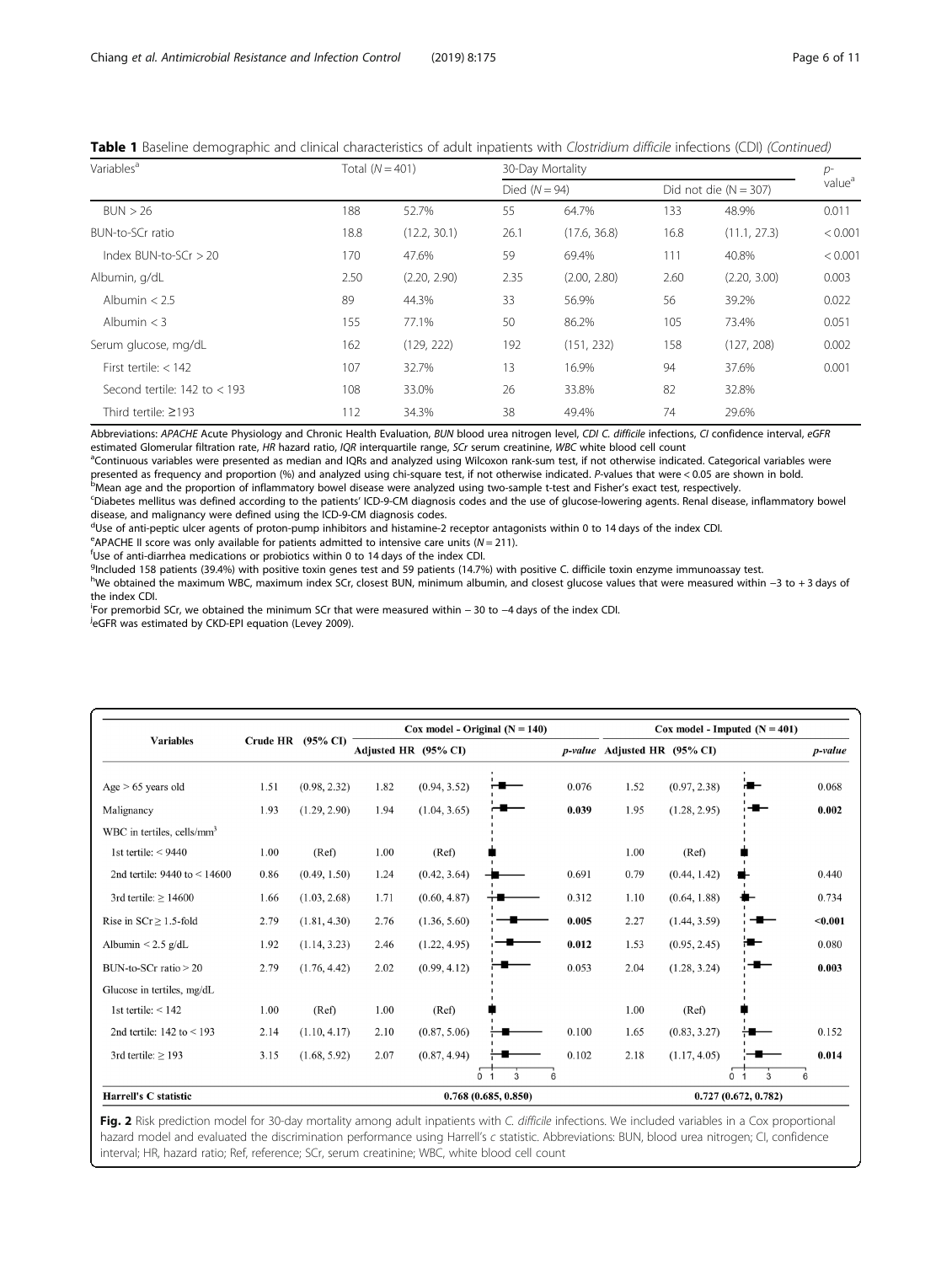**Table 1** Baseline demographic and clinical characteristics of adult inpatients with *Clostridium difficile* infections (CDI) *(Continued)*

| Variables[a] | Total (N = 401) | | 30-Day Mortality | | | | p-value[a] |
|---|---|---|---|---|---|---|---|
| | | | Died (N = 94) | | Did not die (N = 307) | | |
| BUN > 26 | 188 | 52.7% | 55 | 64.7% | 133 | 48.9% | 0.011 |
| BUN-to-SCr ratio | 18.8 | (12.2, 30.1) | 26.1 | (17.6, 36.8) | 16.8 | (11.1, 27.3) | < 0.001 |
| Index BUN-to-SCr > 20 | 170 | 47.6% | 59 | 69.4% | 111 | 40.8% | < 0.001 |
| Albumin, g/dL | 2.50 | (2.20, 2.90) | 2.35 | (2.00, 2.80) | 2.60 | (2.20, 3.00) | 0.003 |
| Albumin < 2.5 | 89 | 44.3% | 33 | 56.9% | 56 | 39.2% | 0.022 |
| Albumin < 3 | 155 | 77.1% | 50 | 86.2% | 105 | 73.4% | 0.051 |
| Serum glucose, mg/dL | 162 | (129, 222) | 192 | (151, 232) | 158 | (127, 208) | 0.002 |
| First tertile: < 142 | 107 | 32.7% | 13 | 16.9% | 94 | 37.6% | 0.001 |
| Second tertile: 142 to < 193 | 108 | 33.0% | 26 | 33.8% | 82 | 32.8% | |
| Third tertile: ≥193 | 112 | 34.3% | 38 | 49.4% | 74 | 29.6% | |

Abbreviations: *APACHE* Acute Physiology and Chronic Health Evaluation, *BUN* blood urea nitrogen level, *CDI C. difficile* infections, *CI* confidence interval, *eGFR* estimated Glomerular filtration rate, *HR* hazard ratio, *IQR* interquartile range, *SCr* serum creatinine, *WBC* white blood cell count

[a]Continuous variables were presented as median and IQRs and analyzed using Wilcoxon rank-sum test, if not otherwise indicated. Categorical variables were presented as frequency and proportion (%) and analyzed using chi-square test, if not otherwise indicated. P-values that were < 0.05 are shown in bold.

[b]Mean age and the proportion of inflammatory bowel disease were analyzed using two-sample t-test and Fisher's exact test, respectively.

[c]Diabetes mellitus was defined according to the patients' ICD-9-CM diagnosis codes and the use of glucose-lowering agents. Renal disease, inflammatory bowel disease, and malignancy were defined using the ICD-9-CM diagnosis codes.

[d]Use of anti-peptic ulcer agents of proton-pump inhibitors and histamine-2 receptor antagonists within 0 to 14 days of the index CDI.

[e]APACHE II score was only available for patients admitted to intensive care units (N = 211).

[f]Use of anti-diarrhea medications or probiotics within 0 to 14 days of the index CDI.

[g]Included 158 patients (39.4%) with positive toxin genes test and 59 patients (14.7%) with positive C. difficile toxin enzyme immunoassay test.

[h]We obtained the maximum WBC, maximum index SCr, closest BUN, minimum albumin, and closest glucose values that were measured within −3 to + 3 days of the index CDI.

[i]For premorbid SCr, we obtained the minimum SCr that were measured within − 30 to −4 days of the index CDI.

[j]eGFR was estimated by CKD-EPI equation (Levey 2009).

| Variables | Crude HR | (95% CI) | Cox model - Original (N = 140) | | | Cox model - Imputed (N = 401) | | |
|---|---|---|---|---|---|---|---|---|
| | | | Adjusted HR | (95% CI) | *p-value* | Adjusted HR | (95% CI) | *p-value* |
| Age > 65 years old | 1.51 | (0.98, 2.32) | 1.82 | (0.94, 3.52) | 0.076 | 1.52 | (0.97, 2.38) | 0.068 |
| Malignancy | 1.93 | (1.29, 2.90) | 1.94 | (1.04, 3.65) | **0.039** | 1.95 | (1.28, 2.95) | **0.002** |
| WBC in tertiles, cells/mm³ | | | | | | | | |
| 1st tertile: < 9440 | 1.00 | (Ref) | 1.00 | (Ref) | | 1.00 | (Ref) | |
| 2nd tertile: 9440 to < 14600 | 0.86 | (0.49, 1.50) | 1.24 | (0.42, 3.64) | 0.691 | 0.79 | (0.44, 1.42) | 0.440 |
| 3rd tertile: ≥ 14600 | 1.66 | (1.03, 2.68) | 1.71 | (0.60, 4.87) | 0.312 | 1.10 | (0.64, 1.88) | 0.734 |
| Rise in SCr ≥ 1.5-fold | 2.79 | (1.81, 4.30) | 2.76 | (1.36, 5.60) | **0.005** | 2.27 | (1.44, 3.59) | **<0.001** |
| Albumin < 2.5 g/dL | 1.92 | (1.14, 3.23) | 2.46 | (1.22, 4.95) | **0.012** | 1.53 | (0.95, 2.45) | 0.080 |
| BUN-to-SCr ratio > 20 | 2.79 | (1.76, 4.42) | 2.02 | (0.99, 4.12) | 0.053 | 2.04 | (1.28, 3.24) | **0.003** |
| Glucose in tertiles, mg/dL | | | | | | | | |
| 1st tertile: < 142 | 1.00 | (Ref) | 1.00 | (Ref) | | 1.00 | (Ref) | |
| 2nd tertile: 142 to < 193 | 2.14 | (1.10, 4.17) | 2.10 | (0.87, 5.06) | 0.100 | 1.65 | (0.83, 3.27) | 0.152 |
| 3rd tertile: ≥ 193 | 3.15 | (1.68, 5.92) | 2.07 | (0.87, 4.94) | 0.102 | 2.18 | (1.17, 4.05) | **0.014** |
| **Harrell's C statistic** | | | 0.768 (0.685, 0.850) | | | 0.727 (0.672, 0.782) | | |

**Fig. 2** Risk prediction model for 30-day mortality among adult inpatients with *C. difficile* infections. We included variables in a Cox proportional hazard model and evaluated the discrimination performance using Harrell's c statistic. Abbreviations: BUN, blood urea nitrogen; CI, confidence interval; HR, hazard ratio; Ref, reference; SCr, serum creatinine; WBC, white blood cell count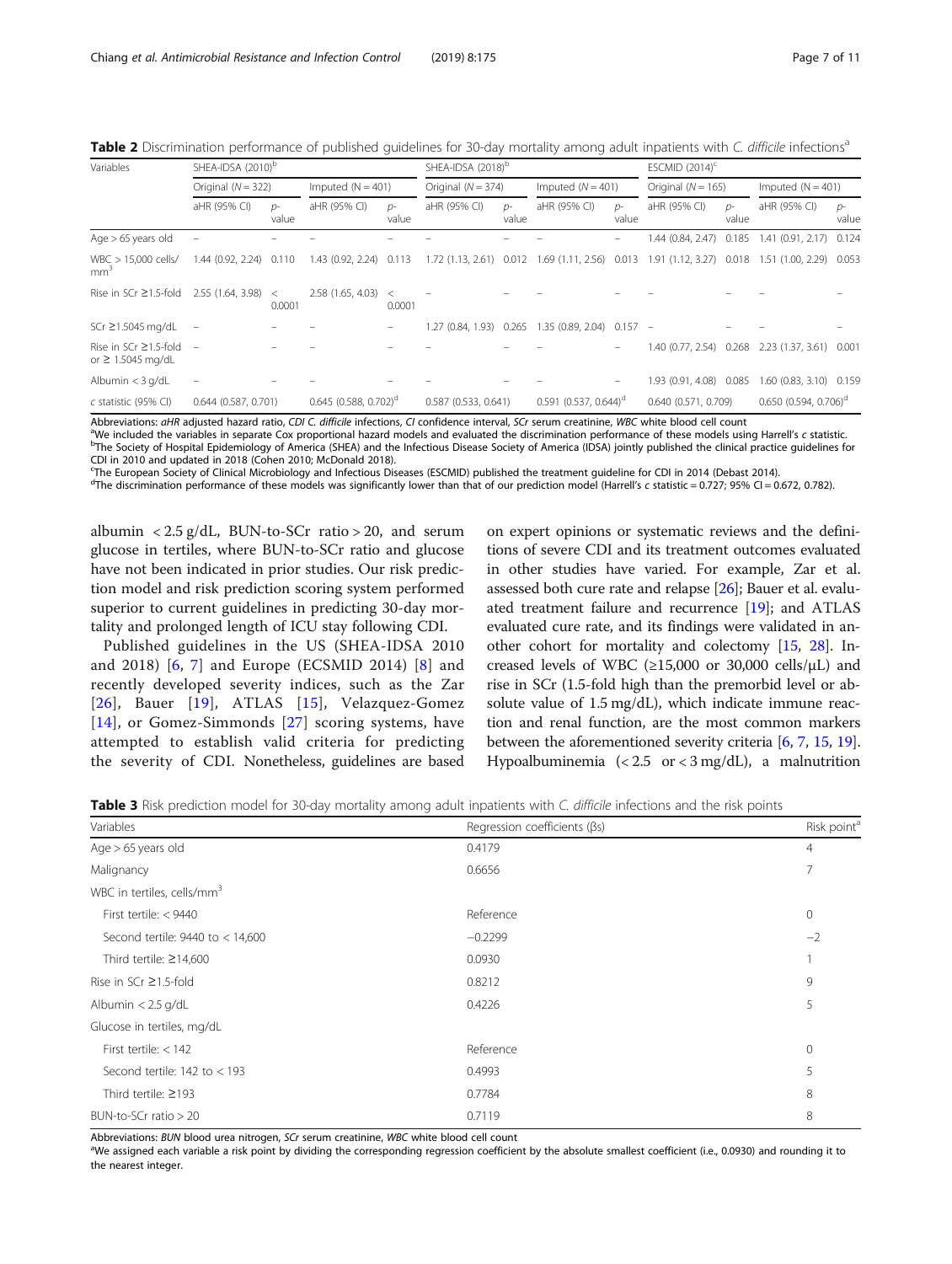**Table 2** Discrimination performance of published guidelines for 30-day mortality among adult inpatients with *C. difficile* infections[a]

| Variables | SHEA-IDSA (2010)[b] | | | | SHEA-IDSA (2018)[b] | | | | ESCMID (2014)[c] | | | |
|---|---|---|---|---|---|---|---|---|---|---|---|---|
| | Original (N = 322) | | Imputed (N = 401) | | Original (N = 374) | | Imputed (N = 401) | | Original (N = 165) | | Imputed (N = 401) | |
| | aHR (95% CI) | p-value | aHR (95% CI) | p-value | aHR (95% CI) | p-value | aHR (95% CI) | p-value | aHR (95% CI) | p-value | aHR (95% CI) | p-value |
| Age > 65 years old | – | – | – | – | – | – | – | – | 1.44 (0.84, 2.47) | 0.185 | 1.41 (0.91, 2.17) | 0.124 |
| WBC > 15,000 cells/mm[3] | 1.44 (0.92, 2.24) | 0.110 | 1.43 (0.92, 2.24) | 0.113 | 1.72 (1.13, 2.61) | 0.012 | 1.69 (1.11, 2.56) | 0.013 | 1.91 (1.12, 3.27) | 0.018 | 1.51 (1.00, 2.29) | 0.053 |
| Rise in SCr ≥1.5-fold | 2.55 (1.64, 3.98) | < 0.0001 | 2.58 (1.65, 4.03) | < 0.0001 | – | – | – | – | – | – | – | – |
| SCr ≥1.5045 mg/dL | – | – | – | – | 1.27 (0.84, 1.93) | 0.265 | 1.35 (0.89, 2.04) | 0.157 | – | – | – | – |
| Rise in SCr ≥1.5-fold or ≥ 1.5045 mg/dL | – | – | – | – | – | – | – | – | 1.40 (0.77, 2.54) | 0.268 | 2.23 (1.37, 3.61) | 0.001 |
| Albumin < 3 g/dL | – | – | – | – | – | – | – | – | 1.93 (0.91, 4.08) | 0.085 | 1.60 (0.83, 3.10) | 0.159 |
| *c* statistic (95% CI) | 0.644 (0.587, 0.701) | | 0.645 (0.588, 0.702)[d] | | 0.587 (0.533, 0.641) | | 0.591 (0.537, 0.644)[d] | | 0.640 (0.571, 0.709) | | 0.650 (0.594, 0.706)[d] | |

Abbreviations: *aHR* adjusted hazard ratio, *CDI C. difficile* infections, *CI* confidence interval, *SCr* serum creatinine, *WBC* white blood cell count
[a]We included the variables in separate Cox proportional hazard models and evaluated the discrimination performance of these models using Harrell's *c* statistic.
[b]The Society of Hospital Epidemiology of America (SHEA) and the Infectious Disease Society of America (IDSA) jointly published the clinical practice guidelines for CDI in 2010 and updated in 2018 (Cohen 2010; McDonald 2018).
[c]The European Society of Clinical Microbiology and Infectious Diseases (ESCMID) published the treatment guideline for CDI in 2014 (Debast 2014).
[d]The discrimination performance of these models was significantly lower than that of our prediction model (Harrell's *c* statistic = 0.727; 95% CI = 0.672, 0.782).

albumin < 2.5 g/dL, BUN-to-SCr ratio > 20, and serum glucose in tertiles, where BUN-to-SCr ratio and glucose have not been indicated in prior studies. Our risk prediction model and risk prediction scoring system performed superior to current guidelines in predicting 30-day mortality and prolonged length of ICU stay following CDI.

Published guidelines in the US (SHEA-IDSA 2010 and 2018) [6, 7] and Europe (ECSMID 2014) [8] and recently developed severity indices, such as the Zar [26], Bauer [19], ATLAS [15], Velazquez-Gomez [14], or Gomez-Simmonds [27] scoring systems, have attempted to establish valid criteria for predicting the severity of CDI. Nonetheless, guidelines are based on expert opinions or systematic reviews and the definitions of severe CDI and its treatment outcomes evaluated in other studies have varied. For example, Zar et al. assessed both cure rate and relapse [26]; Bauer et al. evaluated treatment failure and recurrence [19]; and ATLAS evaluated cure rate, and its findings were validated in another cohort for mortality and colectomy [15, 28]. Increased levels of WBC (≥15,000 or 30,000 cells/μL) and rise in SCr (1.5-fold high than the premorbid level or absolute value of 1.5 mg/dL), which indicate immune reaction and renal function, are the most common markers between the aforementioned severity criteria [6, 7, 15, 19]. Hypoalbuminemia (< 2.5 or < 3 mg/dL), a malnutrition

**Table 3** Risk prediction model for 30-day mortality among adult inpatients with *C. difficile* infections and the risk points

| Variables | Regression coefficients (βs) | Risk point[a] |
|---|---|---|
| Age > 65 years old | 0.4179 | 4 |
| Malignancy | 0.6656 | 7 |
| WBC in tertiles, cells/mm[3] | | |
| First tertile: < 9440 | Reference | 0 |
| Second tertile: 9440 to < 14,600 | −0.2299 | −2 |
| Third tertile: ≥14,600 | 0.0930 | 1 |
| Rise in SCr ≥1.5-fold | 0.8212 | 9 |
| Albumin < 2.5 g/dL | 0.4226 | 5 |
| Glucose in tertiles, mg/dL | | |
| First tertile: < 142 | Reference | 0 |
| Second tertile: 142 to < 193 | 0.4993 | 5 |
| Third tertile: ≥193 | 0.7784 | 8 |
| BUN-to-SCr ratio > 20 | 0.7119 | 8 |

Abbreviations: *BUN* blood urea nitrogen, *SCr* serum creatinine, *WBC* white blood cell count
[a]We assigned each variable a risk point by dividing the corresponding regression coefficient by the absolute smallest coefficient (i.e., 0.0930) and rounding it to the nearest integer.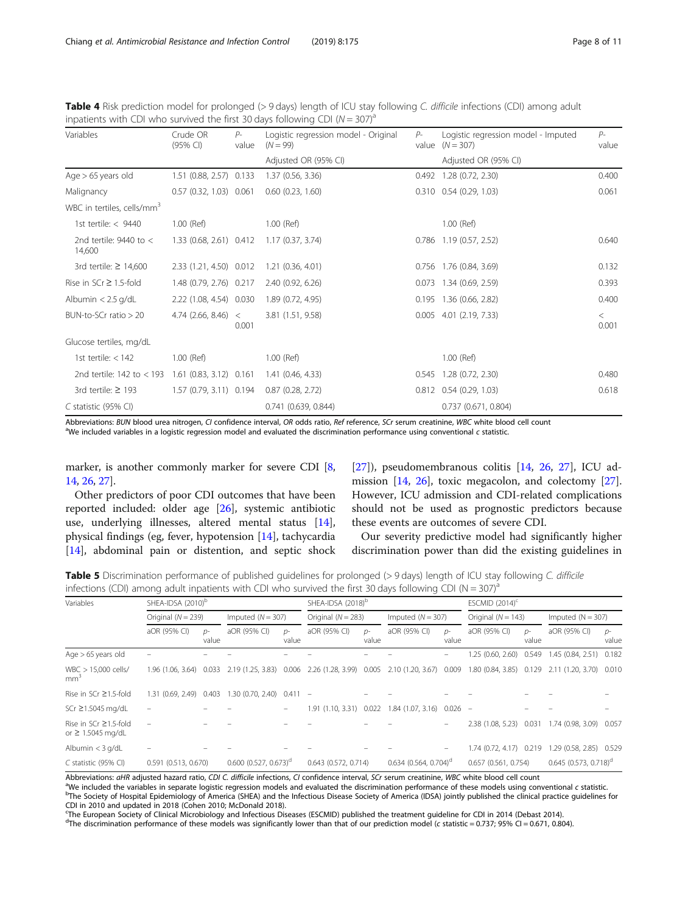**Table 4** Risk prediction model for prolonged (> 9 days) length of ICU stay following *C. difficile* infections (CDI) among adult inpatients with CDI who survived the first 30 days following CDI ($N = 307$)[a]

| Variables | Crude OR (95% CI) | P-value | Logistic regression model - Original ($N = 99$) | P-value | Logistic regression model - Imputed ($N = 307$) | P-value |
|---|---|---|---|---|---|---|
| | | | Adjusted OR (95% CI) | | Adjusted OR (95% CI) | |
| Age > 65 years old | 1.51 (0.88, 2.57) | 0.133 | 1.37 (0.56, 3.36) | 0.492 | 1.28 (0.72, 2.30) | 0.400 |
| Malignancy | 0.57 (0.32, 1.03) | 0.061 | 0.60 (0.23, 1.60) | 0.310 | 0.54 (0.29, 1.03) | 0.061 |
| WBC in tertiles, cells/mm$^3$ | | | | | | |
| 1st tertile: < 9440 | 1.00 (Ref) | | 1.00 (Ref) | | 1.00 (Ref) | |
| 2nd tertile: 9440 to < 14,600 | 1.33 (0.68, 2.61) | 0.412 | 1.17 (0.37, 3.74) | 0.786 | 1.19 (0.57, 2.52) | 0.640 |
| 3rd tertile: ≥ 14,600 | 2.33 (1.21, 4.50) | 0.012 | 1.21 (0.36, 4.01) | 0.756 | 1.76 (0.84, 3.69) | 0.132 |
| Rise in SCr ≥ 1.5-fold | 1.48 (0.79, 2.76) | 0.217 | 2.40 (0.92, 6.26) | 0.073 | 1.34 (0.69, 2.59) | 0.393 |
| Albumin < 2.5 g/dL | 2.22 (1.08, 4.54) | 0.030 | 1.89 (0.72, 4.95) | 0.195 | 1.36 (0.66, 2.82) | 0.400 |
| BUN-to-SCr ratio > 20 | 4.74 (2.66, 8.46) | < 0.001 | 3.81 (1.51, 9.58) | 0.005 | 4.01 (2.19, 7.33) | < 0.001 |
| Glucose tertiles, mg/dL | | | | | | |
| 1st tertile: < 142 | 1.00 (Ref) | | 1.00 (Ref) | | 1.00 (Ref) | |
| 2nd tertile: 142 to < 193 | 1.61 (0.83, 3.12) | 0.161 | 1.41 (0.46, 4.33) | 0.545 | 1.28 (0.72, 2.30) | 0.480 |
| 3rd tertile: ≥ 193 | 1.57 (0.79, 3.11) | 0.194 | 0.87 (0.28, 2.72) | 0.812 | 0.54 (0.29, 1.03) | 0.618 |
| *C* statistic (95% CI) | | | 0.741 (0.639, 0.844) | | 0.737 (0.671, 0.804) | |

Abbreviations: *BUN* blood urea nitrogen, *CI* confidence interval, *OR* odds ratio, *Ref* reference, *SCr* serum creatinine, *WBC* white blood cell count
[a]We included variables in a logistic regression model and evaluated the discrimination performance using conventional *c* statistic.

marker, is another commonly marker for severe CDI [8, 14, 26, 27].

Other predictors of poor CDI outcomes that have been reported included: older age [26], systemic antibiotic use, underlying illnesses, altered mental status [14], physical findings (eg, fever, hypotension [14], tachycardia [14], abdominal pain or distention, and septic shock [27]), pseudomembranous colitis [14, 26, 27], ICU admission [14, 26], toxic megacolon, and colectomy [27]. However, ICU admission and CDI-related complications should not be used as prognostic predictors because these events are outcomes of severe CDI.

Our severity predictive model had significantly higher discrimination power than did the existing guidelines in

**Table 5** Discrimination performance of published guidelines for prolonged (> 9 days) length of ICU stay following *C. difficile* infections (CDI) among adult inpatients with CDI who survived the first 30 days following CDI ($N = 307$)[a]

| Variables | SHEA-IDSA (2010)[b] | | | | SHEA-IDSA (2018)[b] | | | | ESCMID (2014)[c] | | | |
|---|---|---|---|---|---|---|---|---|---|---|---|---|
| | Original ($N = 239$) | | Imputed ($N = 307$) | | Original ($N = 283$) | | Imputed ($N = 307$) | | Original ($N = 143$) | | Imputed ($N = 307$) | |
| | aOR (95% CI) | p-value | aOR (95% CI) | p-value | aOR (95% CI) | p-value | aOR (95% CI) | p-value | aOR (95% CI) | p-value | aOR (95% CI) | p-value |
| Age > 65 years old | – | – | – | – | – | – | – | – | 1.25 (0.60, 2.60) | 0.549 | 1.45 (0.84, 2.51) | 0.182 |
| WBC > 15,000 cells/ mm$^3$ | 1.96 (1.06, 3.64) | 0.033 | 2.19 (1.25, 3.83) | 0.006 | 2.26 (1.28, 3.99) | 0.005 | 2.10 (1.20, 3.67) | 0.009 | 1.80 (0.84, 3.85) | 0.129 | 2.11 (1.20, 3.70) | 0.010 |
| Rise in SCr ≥1.5-fold | 1.31 (0.69, 2.49) | 0.403 | 1.30 (0.70, 2.40) | 0.411 | – | – | – | – | – | – | – | – |
| SCr ≥1.5045 mg/dL | – | – | – | – | 1.91 (1.10, 3.31) | 0.022 | 1.84 (1.07, 3.16) | 0.026 | – | – | – | – |
| Rise in SCr ≥1.5-fold or ≥ 1.5045 mg/dL | – | – | – | – | – | – | – | – | 2.38 (1.08, 5.23) | 0.031 | 1.74 (0.98, 3.09) | 0.057 |
| Albumin < 3 g/dL | – | – | – | – | – | – | – | – | 1.74 (0.72, 4.17) | 0.219 | 1.29 (0.58, 2.85) | 0.529 |
| *C* statistic (95% CI) | 0.591 (0.513, 0.670) | | 0.600 (0.527, 0.673)[d] | | 0.643 (0.572, 0.714) | | 0.634 (0.564, 0.704)[d] | | 0.657 (0.561, 0.754) | | 0.645 (0.573, 0.718)[d] | |

Abbreviations: *aHR* adjusted hazard ratio, *CDI C. difficile* infections, *CI* confidence interval, *SCr* serum creatinine, *WBC* white blood cell count
[a]We included the variables in separate logistic regression models and evaluated the discrimination performance of these models using conventional *c* statistic.
[b]The Society of Hospital Epidemiology of America (SHEA) and the Infectious Disease Society of America (IDSA) jointly published the clinical practice guidelines for CDI in 2010 and updated in 2018 (Cohen 2010; McDonald 2018).
[c]The European Society of Clinical Microbiology and Infectious Diseases (ESCMID) published the treatment guideline for CDI in 2014 (Debast 2014).
[d]The discrimination performance of these models was significantly lower than that of our prediction model (*c* statistic = 0.737; 95% CI = 0.671, 0.804).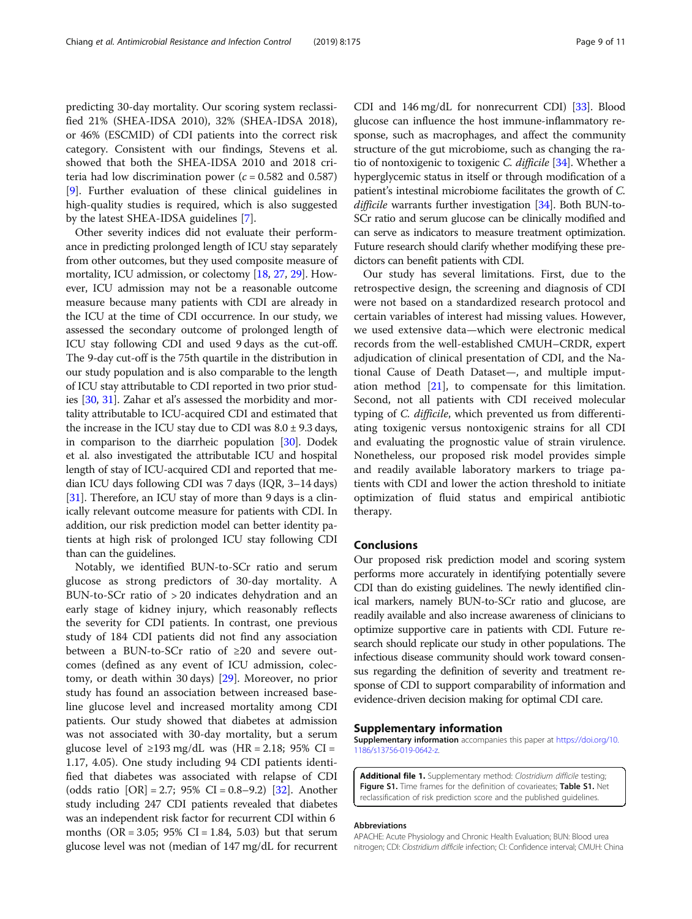predicting 30-day mortality. Our scoring system reclassified 21% (SHEA-IDSA 2010), 32% (SHEA-IDSA 2018), or 46% (ESCMID) of CDI patients into the correct risk category. Consistent with our findings, Stevens et al. showed that both the SHEA-IDSA 2010 and 2018 criteria had low discrimination power ($c = 0.582$ and 0.587) [9]. Further evaluation of these clinical guidelines in high-quality studies is required, which is also suggested by the latest SHEA-IDSA guidelines [7].

Other severity indices did not evaluate their performance in predicting prolonged length of ICU stay separately from other outcomes, but they used composite measure of mortality, ICU admission, or colectomy [18, 27, 29]. However, ICU admission may not be a reasonable outcome measure because many patients with CDI are already in the ICU at the time of CDI occurrence. In our study, we assessed the secondary outcome of prolonged length of ICU stay following CDI and used 9 days as the cut-off. The 9-day cut-off is the 75th quartile in the distribution in our study population and is also comparable to the length of ICU stay attributable to CDI reported in two prior studies [30, 31]. Zahar et al's assessed the morbidity and mortality attributable to ICU-acquired CDI and estimated that the increase in the ICU stay due to CDI was 8.0 ± 9.3 days, in comparison to the diarrheic population [30]. Dodek et al. also investigated the attributable ICU and hospital length of stay of ICU-acquired CDI and reported that median ICU days following CDI was 7 days (IQR, 3–14 days) [31]. Therefore, an ICU stay of more than 9 days is a clinically relevant outcome measure for patients with CDI. In addition, our risk prediction model can better identity patients at high risk of prolonged ICU stay following CDI than can the guidelines.

Notably, we identified BUN-to-SCr ratio and serum glucose as strong predictors of 30-day mortality. A BUN-to-SCr ratio of > 20 indicates dehydration and an early stage of kidney injury, which reasonably reflects the severity for CDI patients. In contrast, one previous study of 184 CDI patients did not find any association between a BUN-to-SCr ratio of ≥20 and severe outcomes (defined as any event of ICU admission, colectomy, or death within 30 days) [29]. Moreover, no prior study has found an association between increased baseline glucose level and increased mortality among CDI patients. Our study showed that diabetes at admission was not associated with 30-day mortality, but a serum glucose level of ≥193 mg/dL was (HR = 2.18; 95% CI = 1.17, 4.05). One study including 94 CDI patients identified that diabetes was associated with relapse of CDI (odds ratio [OR] = 2.7; 95% CI = 0.8–9.2) [32]. Another study including 247 CDI patients revealed that diabetes was an independent risk factor for recurrent CDI within 6 months (OR = 3.05; 95% CI = 1.84, 5.03) but that serum glucose level was not (median of 147 mg/dL for recurrent CDI and 146 mg/dL for nonrecurrent CDI) [33]. Blood glucose can influence the host immune-inflammatory response, such as macrophages, and affect the community structure of the gut microbiome, such as changing the ratio of nontoxigenic to toxigenic *C. difficile* [34]. Whether a hyperglycemic status in itself or through modification of a patient's intestinal microbiome facilitates the growth of *C. difficile* warrants further investigation [34]. Both BUN-to-SCr ratio and serum glucose can be clinically modified and can serve as indicators to measure treatment optimization. Future research should clarify whether modifying these predictors can benefit patients with CDI.

Our study has several limitations. First, due to the retrospective design, the screening and diagnosis of CDI were not based on a standardized research protocol and certain variables of interest had missing values. However, we used extensive data—which were electronic medical records from the well-established CMUH–CRDR, expert adjudication of clinical presentation of CDI, and the National Cause of Death Dataset—, and multiple imputation method [21], to compensate for this limitation. Second, not all patients with CDI received molecular typing of *C. difficile*, which prevented us from differentiating toxigenic versus nontoxigenic strains for all CDI and evaluating the prognostic value of strain virulence. Nonetheless, our proposed risk model provides simple and readily available laboratory markers to triage patients with CDI and lower the action threshold to initiate optimization of fluid status and empirical antibiotic therapy.

## Conclusions

Our proposed risk prediction model and scoring system performs more accurately in identifying potentially severe CDI than do existing guidelines. The newly identified clinical markers, namely BUN-to-SCr ratio and glucose, are readily available and also increase awareness of clinicians to optimize supportive care in patients with CDI. Future research should replicate our study in other populations. The infectious disease community should work toward consensus regarding the definition of severity and treatment response of CDI to support comparability of information and evidence-driven decision making for optimal CDI care.

## Supplementary information

**Supplementary information** accompanies this paper at https://doi.org/10.1186/s13756-019-0642-z.

**Additional file 1.** Supplementary method: *Clostridium difficile* testing; **Figure S1.** Time frames for the definition of covariates; **Table S1.** Net reclassification of risk prediction score and the published guidelines.

### Abbreviations

APACHE: Acute Physiology and Chronic Health Evaluation; BUN: Blood urea nitrogen; CDI: *Clostridium difficile* infection; CI: Confidence interval; CMUH: China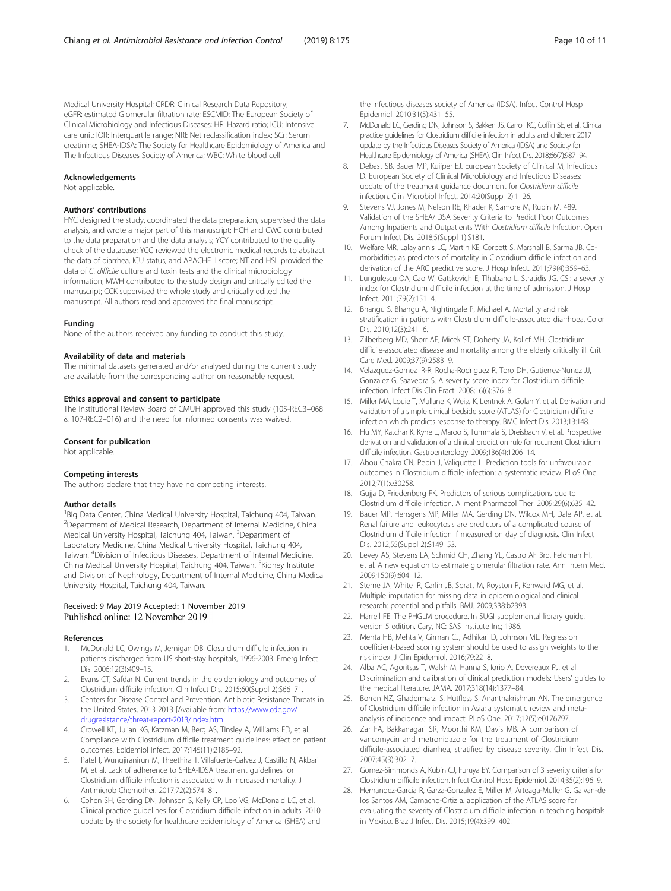Medical University Hospital; CRDR: Clinical Research Data Repository; eGFR: estimated Glomerular filtration rate; ESCMID: The European Society of Clinical Microbiology and Infectious Diseases; HR: Hazard ratio; ICU: Intensive care unit; IQR: Interquartile range; NRI: Net reclassification index; SCr: Serum creatinine; SHEA-IDSA: The Society for Healthcare Epidemiology of America and The Infectious Diseases Society of America; WBC: White blood cell

### Acknowledgements

Not applicable.

### Authors' contributions

HYC designed the study, coordinated the data preparation, supervised the data analysis, and wrote a major part of this manuscript; HCH and CWC contributed to the data preparation and the data analysis; YCY contributed to the quality check of the database; YCC reviewed the electronic medical records to abstract the data of diarrhea, ICU status, and APACHE II score; NT and HSL provided the data of *C. difficile* culture and toxin tests and the clinical microbiology information; MWH contributed to the study design and critically edited the manuscript; CCK supervised the whole study and critically edited the manuscript. All authors read and approved the final manuscript.

### Funding

None of the authors received any funding to conduct this study.

### Availability of data and materials

The minimal datasets generated and/or analysed during the current study are available from the corresponding author on reasonable request.

### Ethics approval and consent to participate

The Institutional Review Board of CMUH approved this study (105-REC3–068 & 107-REC2–016) and the need for informed consents was waived.

### Consent for publication

Not applicable.

### Competing interests

The authors declare that they have no competing interests.

### Author details

[1]Big Data Center, China Medical University Hospital, Taichung 404, Taiwan. [2]Department of Medical Research, Department of Internal Medicine, China Medical University Hospital, Taichung 404, Taiwan. [3]Department of Laboratory Medicine, China Medical University Hospital, Taichung 404, Taiwan. [4]Division of Infectious Diseases, Department of Internal Medicine, China Medical University Hospital, Taichung 404, Taiwan. [5]Kidney Institute and Division of Nephrology, Department of Internal Medicine, China Medical University Hospital, Taichung 404, Taiwan.

Received: 9 May 2019 Accepted: 1 November 2019
Published online: 12 November 2019

### References

1. McDonald LC, Owings M, Jernigan DB. Clostridium difficile infection in patients discharged from US short-stay hospitals, 1996-2003. Emerg Infect Dis. 2006;12(3):409–15.
2. Evans CT, Safdar N. Current trends in the epidemiology and outcomes of Clostridium difficile infection. Clin Infect Dis. 2015;60(Suppl 2):S66–71.
3. Centers for Disease Control and Prevention. Antibiotic Resistance Threats in the United States, 2013 2013 [Available from: https://www.cdc.gov/drugresistance/threat-report-2013/index.html.
4. Crowell KT, Julian KG, Katzman M, Berg AS, Tinsley A, Williams ED, et al. Compliance with Clostridium difficile treatment guidelines: effect on patient outcomes. Epidemiol Infect. 2017;145(11):2185–92.
5. Patel I, Wungjiranirun M, Theethira T, Villafuerte-Galvez J, Castillo N, Akbari M, et al. Lack of adherence to SHEA-IDSA treatment guidelines for Clostridium difficile infection is associated with increased mortality. J Antimicrob Chemother. 2017;72(2):574–81.
6. Cohen SH, Gerding DN, Johnson S, Kelly CP, Loo VG, McDonald LC, et al. Clinical practice guidelines for Clostridium difficile infection in adults: 2010 update by the society for healthcare epidemiology of America (SHEA) and the infectious diseases society of America (IDSA). Infect Control Hosp Epidemiol. 2010;31(5):431–55.
7. McDonald LC, Gerding DN, Johnson S, Bakken JS, Carroll KC, Coffin SE, et al. Clinical practice guidelines for Clostridium difficile infection in adults and children: 2017 update by the Infectious Diseases Society of America (IDSA) and Society for Healthcare Epidemiology of America (SHEA). Clin Infect Dis. 2018;66(7):987–94.
8. Debast SB, Bauer MP, Kuijper EJ. European Society of Clinical M, Infectious D. European Society of Clinical Microbiology and Infectious Diseases: update of the treatment guidance document for *Clostridium difficile* infection. Clin Microbiol Infect. 2014;20(Suppl 2):1–26.
9. Stevens VJ, Jones M, Nelson RE, Khader K, Samore M, Rubin M. 489. Validation of the SHEA/IDSA Severity Criteria to Predict Poor Outcomes Among Inpatients and Outpatients With *Clostridium difficile* Infection. Open Forum Infect Dis. 2018;5(Suppl 1):S181.
10. Welfare MR, Lalayiannis LC, Martin KE, Corbett S, Marshall B, Sarma JB. Co-morbidities as predictors of mortality in Clostridium difficile infection and derivation of the ARC predictive score. J Hosp Infect. 2011;79(4):359–63.
11. Lungulescu OA, Cao W, Gatskevich E, Tlhabano L, Stratidis JG. CSI: a severity index for Clostridium difficile infection at the time of admission. J Hosp Infect. 2011;79(2):151–4.
12. Bhangu S, Bhangu A, Nightingale P, Michael A. Mortality and risk stratification in patients with Clostridium difficile-associated diarrhoea. Color Dis. 2010;12(3):241–6.
13. Zilberberg MD, Shorr AF, Micek ST, Doherty JA, Kollef MH. Clostridium difficile-associated disease and mortality among the elderly critically ill. Crit Care Med. 2009;37(9):2583–9.
14. Velazquez-Gomez IR-R, Rocha-Rodriguez R, Toro DH, Gutierrez-Nunez JJ, Gonzalez G, Saavedra S. A severity score index for Clostridium difficile infection. Infect Dis Clin Pract. 2008;16(6):376–8.
15. Miller MA, Louie T, Mullane K, Weiss K, Lentnek A, Golan Y, et al. Derivation and validation of a simple clinical bedside score (ATLAS) for Clostridium difficile infection which predicts response to therapy. BMC Infect Dis. 2013;13:148.
16. Hu MY, Katchar K, Kyne L, Maroo S, Tummala S, Dreisbach V, et al. Prospective derivation and validation of a clinical prediction rule for recurrent Clostridium difficile infection. Gastroenterology. 2009;136(4):1206–14.
17. Abou Chakra CN, Pepin J, Valiquette L. Prediction tools for unfavourable outcomes in Clostridium difficile infection: a systematic review. PLoS One. 2012;7(1):e30258.
18. Gujja D, Friedenberg FK. Predictors of serious complications due to Clostridium difficile infection. Aliment Pharmacol Ther. 2009;29(6):635–42.
19. Bauer MP, Hensgens MP, Miller MA, Gerding DN, Wilcox MH, Dale AP, et al. Renal failure and leukocytosis are predictors of a complicated course of Clostridium difficile infection if measured on day of diagnosis. Clin Infect Dis. 2012;55(Suppl 2):S149–53.
20. Levey AS, Stevens LA, Schmid CH, Zhang YL, Castro AF 3rd, Feldman HI, et al. A new equation to estimate glomerular filtration rate. Ann Intern Med. 2009;150(9):604–12.
21. Sterne JA, White IR, Carlin JB, Spratt M, Royston P, Kenward MG, et al. Multiple imputation for missing data in epidemiological and clinical research: potential and pitfalls. BMJ. 2009;338:b2393.
22. Harrell FE. The PHGLM procedure. In SUGI supplemental library guide, version 5 edition. Cary, NC: SAS Institute Inc; 1986.
23. Mehta HB, Mehta V, Girman CJ, Adhikari D, Johnson ML. Regression coefficient-based scoring system should be used to assign weights to the risk index. J Clin Epidemiol. 2016;79:22–8.
24. Alba AC, Agoritsas T, Walsh M, Hanna S, Iorio A, Devereaux PJ, et al. Discrimination and calibration of clinical prediction models: Users' guides to the medical literature. JAMA. 2017;318(14):1377–84.
25. Borren NZ, Ghadermarzi S, Hutfless S, Ananthakrishnan AN. The emergence of Clostridium difficile infection in Asia: a systematic review and meta-analysis of incidence and impact. PLoS One. 2017;12(5):e0176797.
26. Zar FA, Bakkanagari SR, Moorthi KM, Davis MB. A comparison of vancomycin and metronidazole for the treatment of Clostridium difficile-associated diarrhea, stratified by disease severity. Clin Infect Dis. 2007;45(3):302–7.
27. Gomez-Simmonds A, Kubin CJ, Furuya EY. Comparison of 3 severity criteria for Clostridium difficile infection. Infect Control Hosp Epidemiol. 2014;35(2):196–9.
28. Hernandez-Garcia R, Garza-Gonzalez E, Miller M, Arteaga-Muller G. Galvan-de los Santos AM, Camacho-Ortiz a. application of the ATLAS score for evaluating the severity of Clostridium difficile infection in teaching hospitals in Mexico. Braz J Infect Dis. 2015;19(4):399–402.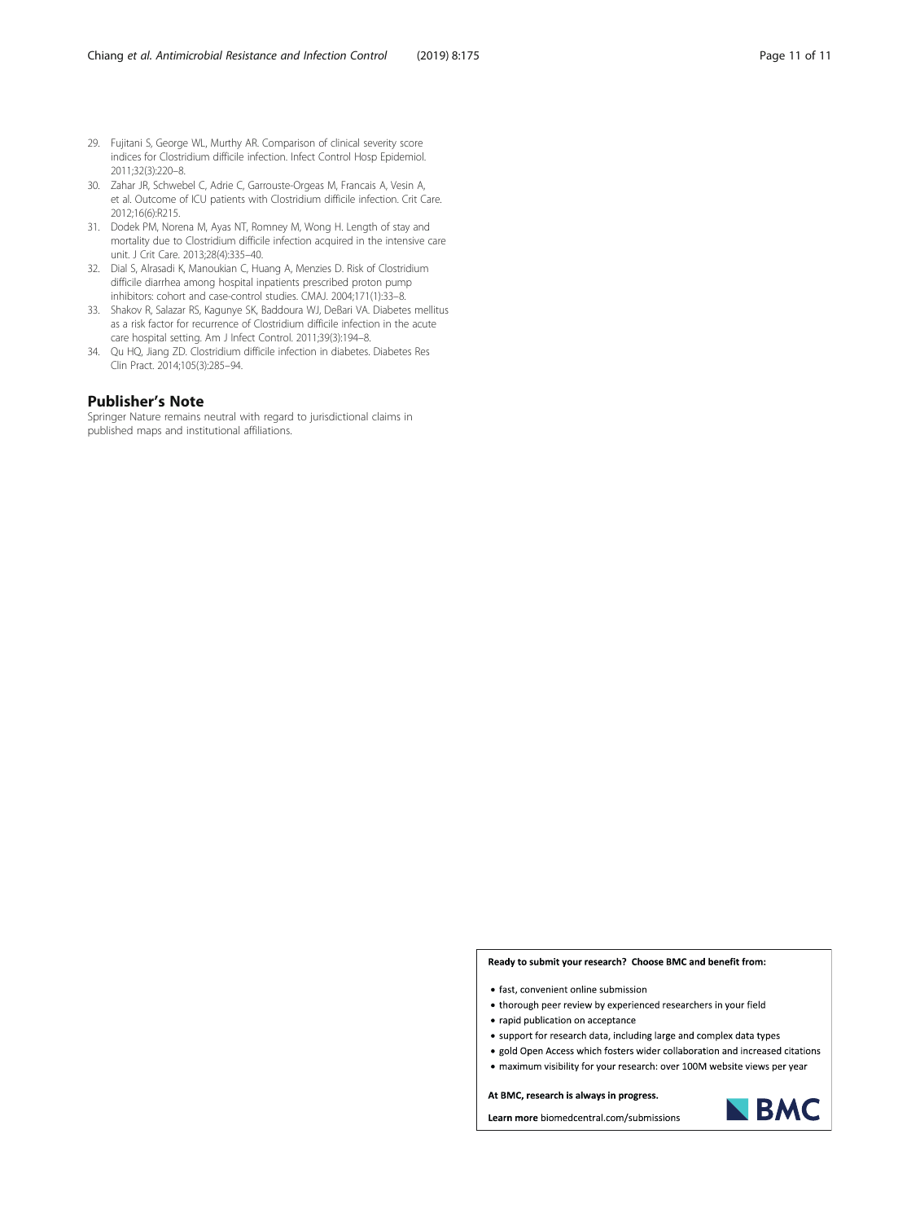29. Fujitani S, George WL, Murthy AR. Comparison of clinical severity score indices for Clostridium difficile infection. Infect Control Hosp Epidemiol. 2011;32(3):220–8.
30. Zahar JR, Schwebel C, Adrie C, Garrouste-Orgeas M, Francais A, Vesin A, et al. Outcome of ICU patients with Clostridium difficile infection. Crit Care. 2012;16(6):R215.
31. Dodek PM, Norena M, Ayas NT, Romney M, Wong H. Length of stay and mortality due to Clostridium difficile infection acquired in the intensive care unit. J Crit Care. 2013;28(4):335–40.
32. Dial S, Alrasadi K, Manoukian C, Huang A, Menzies D. Risk of Clostridium difficile diarrhea among hospital inpatients prescribed proton pump inhibitors: cohort and case-control studies. CMAJ. 2004;171(1):33–8.
33. Shakov R, Salazar RS, Kagunye SK, Baddoura WJ, DeBari VA. Diabetes mellitus as a risk factor for recurrence of Clostridium difficile infection in the acute care hospital setting. Am J Infect Control. 2011;39(3):194–8.
34. Qu HQ, Jiang ZD. Clostridium difficile infection in diabetes. Diabetes Res Clin Pract. 2014;105(3):285–94.

## Publisher's Note

Springer Nature remains neutral with regard to jurisdictional claims in published maps and institutional affiliations.

**Ready to submit your research? Choose BMC and benefit from:**

- fast, convenient online submission
- thorough peer review by experienced researchers in your field
- rapid publication on acceptance
- support for research data, including large and complex data types
- gold Open Access which fosters wider collaboration and increased citations
- maximum visibility for your research: over 100M website views per year

**At BMC, research is always in progress.**

**Learn more** biomedcentral.com/submissions